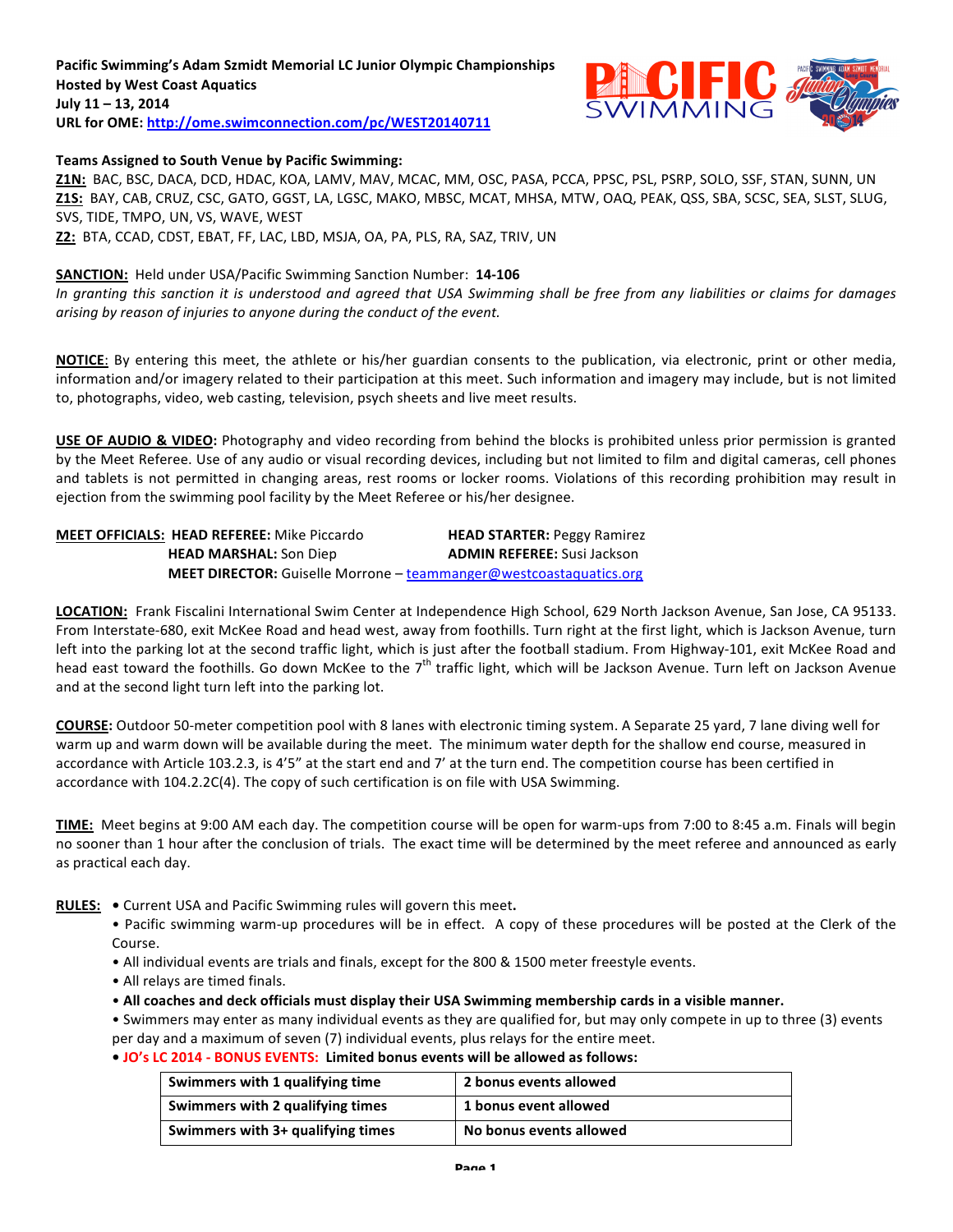**Pacific Swimming's Adam Szmidt Memorial LC Junior Olympic Championships**
**Hosted by West Coast Aquatics**
**July 11 – 13, 2014**
**URL for OME: http://ome.swimconnection.com/pc/WEST20140711**

**Teams Assigned to South Venue by Pacific Swimming:**
**Z1N:** BAC, BSC, DACA, DCD, HDAC, KOA, LAMV, MAV, MCAC, MM, OSC, PASA, PCCA, PPSC, PSL, PSRP, SOLO, SSF, STAN, SUNN, UN
**Z1S:** BAY, CAB, CRUZ, CSC, GATO, GGST, LA, LGSC, MAKO, MBSC, MCAT, MHSA, MTW, OAQ, PEAK, QSS, SBA, SCSC, SEA, SLST, SLUG, SVS, TIDE, TMPO, UN, VS, WAVE, WEST
**Z2:** BTA, CCAD, CDST, EBAT, FF, LAC, LBD, MSJA, OA, PA, PLS, RA, SAZ, TRIV, UN

**SANCTION:** Held under USA/Pacific Swimming Sanction Number: **14-106**
*In granting this sanction it is understood and agreed that USA Swimming shall be free from any liabilities or claims for damages arising by reason of injuries to anyone during the conduct of the event.*

**NOTICE**: By entering this meet, the athlete or his/her guardian consents to the publication, via electronic, print or other media, information and/or imagery related to their participation at this meet. Such information and imagery may include, but is not limited to, photographs, video, web casting, television, psych sheets and live meet results.

**USE OF AUDIO & VIDEO:** Photography and video recording from behind the blocks is prohibited unless prior permission is granted by the Meet Referee. Use of any audio or visual recording devices, including but not limited to film and digital cameras, cell phones and tablets is not permitted in changing areas, rest rooms or locker rooms. Violations of this recording prohibition may result in ejection from the swimming pool facility by the Meet Referee or his/her designee.

**MEET OFFICIALS:** **HEAD REFEREE:** Mike Piccardo **HEAD STARTER:** Peggy Ramirez
**HEAD MARSHAL:** Son Diep **ADMIN REFEREE:** Susi Jackson
**MEET DIRECTOR:** Guiselle Morrone – teammanger@westcoastaquatics.org

**LOCATION:** Frank Fiscalini International Swim Center at Independence High School, 629 North Jackson Avenue, San Jose, CA 95133. From Interstate-680, exit McKee Road and head west, away from foothills. Turn right at the first light, which is Jackson Avenue, turn left into the parking lot at the second traffic light, which is just after the football stadium. From Highway-101, exit McKee Road and head east toward the foothills. Go down McKee to the 7th traffic light, which will be Jackson Avenue. Turn left on Jackson Avenue and at the second light turn left into the parking lot.

**COURSE:** Outdoor 50-meter competition pool with 8 lanes with electronic timing system. A Separate 25 yard, 7 lane diving well for warm up and warm down will be available during the meet. The minimum water depth for the shallow end course, measured in accordance with Article 103.2.3, is 4'5" at the start end and 7' at the turn end. The competition course has been certified in accordance with 104.2.2C(4). The copy of such certification is on file with USA Swimming.

**TIME:** Meet begins at 9:00 AM each day. The competition course will be open for warm-ups from 7:00 to 8:45 a.m. Finals will begin no sooner than 1 hour after the conclusion of trials. The exact time will be determined by the meet referee and announced as early as practical each day.

**RULES:**
- Current USA and Pacific Swimming rules will govern this meet**.**
- Pacific swimming warm-up procedures will be in effect. A copy of these procedures will be posted at the Clerk of the Course.
- All individual events are trials and finals, except for the 800 & 1500 meter freestyle events.
- All relays are timed finals.
- **All coaches and deck officials must display their USA Swimming membership cards in a visible manner.**
- Swimmers may enter as many individual events as they are qualified for, but may only compete in up to three (3) events per day and a maximum of seven (7) individual events, plus relays for the entire meet.
- **JO's LC 2014 - BONUS EVENTS: Limited bonus events will be allowed as follows:**

| **Swimmers with 1 qualifying time** | **2 bonus events allowed** |
|---|---|
| **Swimmers with 2 qualifying times** | **1 bonus event allowed** |
| **Swimmers with 3+ qualifying times** | **No bonus events allowed** |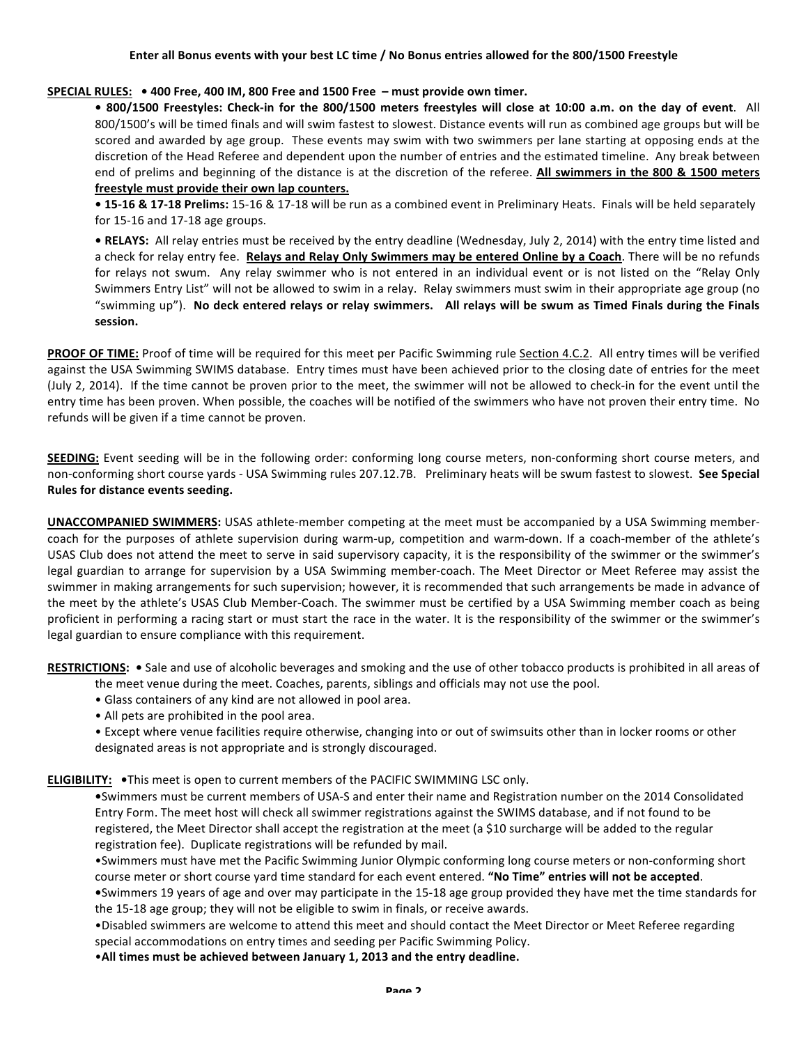**Enter all Bonus events with your best LC time / No Bonus entries allowed for the 800/1500 Freestyle**

**SPECIAL RULES:** **• 400 Free, 400 IM, 800 Free and 1500 Free – must provide own timer.**

**• 800/1500 Freestyles: Check-in for the 800/1500 meters freestyles will close at 10:00 a.m. on the day of event**. All 800/1500's will be timed finals and will swim fastest to slowest. Distance events will run as combined age groups but will be scored and awarded by age group. These events may swim with two swimmers per lane starting at opposing ends at the discretion of the Head Referee and dependent upon the number of entries and the estimated timeline. Any break between end of prelims and beginning of the distance is at the discretion of the referee. **All swimmers in the 800 & 1500 meters freestyle must provide their own lap counters.**

**• 15-16 & 17-18 Prelims:** 15-16 & 17-18 will be run as a combined event in Preliminary Heats. Finals will be held separately for 15-16 and 17-18 age groups.

**• RELAYS:** All relay entries must be received by the entry deadline (Wednesday, July 2, 2014) with the entry time listed and a check for relay entry fee. **Relays and Relay Only Swimmers may be entered Online by a Coach**. There will be no refunds for relays not swum. Any relay swimmer who is not entered in an individual event or is not listed on the "Relay Only Swimmers Entry List" will not be allowed to swim in a relay. Relay swimmers must swim in their appropriate age group (no "swimming up"). **No deck entered relays or relay swimmers. All relays will be swum as Timed Finals during the Finals session.**

**PROOF OF TIME:** Proof of time will be required for this meet per Pacific Swimming rule Section 4.C.2. All entry times will be verified against the USA Swimming SWIMS database. Entry times must have been achieved prior to the closing date of entries for the meet (July 2, 2014). If the time cannot be proven prior to the meet, the swimmer will not be allowed to check-in for the event until the entry time has been proven. When possible, the coaches will be notified of the swimmers who have not proven their entry time. No refunds will be given if a time cannot be proven.

**SEEDING:** Event seeding will be in the following order: conforming long course meters, non-conforming short course meters, and non-conforming short course yards - USA Swimming rules 207.12.7B. Preliminary heats will be swum fastest to slowest. **See Special Rules for distance events seeding.**

**UNACCOMPANIED SWIMMERS:** USAS athlete-member competing at the meet must be accompanied by a USA Swimming member-coach for the purposes of athlete supervision during warm-up, competition and warm-down. If a coach-member of the athlete's USAS Club does not attend the meet to serve in said supervisory capacity, it is the responsibility of the swimmer or the swimmer's legal guardian to arrange for supervision by a USA Swimming member-coach. The Meet Director or Meet Referee may assist the swimmer in making arrangements for such supervision; however, it is recommended that such arrangements be made in advance of the meet by the athlete's USAS Club Member-Coach. The swimmer must be certified by a USA Swimming member coach as being proficient in performing a racing start or must start the race in the water. It is the responsibility of the swimmer or the swimmer's legal guardian to ensure compliance with this requirement.

**RESTRICTIONS:**

- Sale and use of alcoholic beverages and smoking and the use of other tobacco products is prohibited in all areas of the meet venue during the meet. Coaches, parents, siblings and officials may not use the pool.
- Glass containers of any kind are not allowed in pool area.
- All pets are prohibited in the pool area.
- Except where venue facilities require otherwise, changing into or out of swimsuits other than in locker rooms or other designated areas is not appropriate and is strongly discouraged.

**ELIGIBILITY:**

- This meet is open to current members of the PACIFIC SWIMMING LSC only.
- Swimmers must be current members of USA-S and enter their name and Registration number on the 2014 Consolidated Entry Form. The meet host will check all swimmer registrations against the SWIMS database, and if not found to be registered, the Meet Director shall accept the registration at the meet (a $10 surcharge will be added to the regular registration fee). Duplicate registrations will be refunded by mail.
- Swimmers must have met the Pacific Swimming Junior Olympic conforming long course meters or non-conforming short course meter or short course yard time standard for each event entered. **"No Time" entries will not be accepted**.
- Swimmers 19 years of age and over may participate in the 15-18 age group provided they have met the time standards for the 15-18 age group; they will not be eligible to swim in finals, or receive awards.
- Disabled swimmers are welcome to attend this meet and should contact the Meet Director or Meet Referee regarding special accommodations on entry times and seeding per Pacific Swimming Policy.
- **All times must be achieved between January 1, 2013 and the entry deadline.**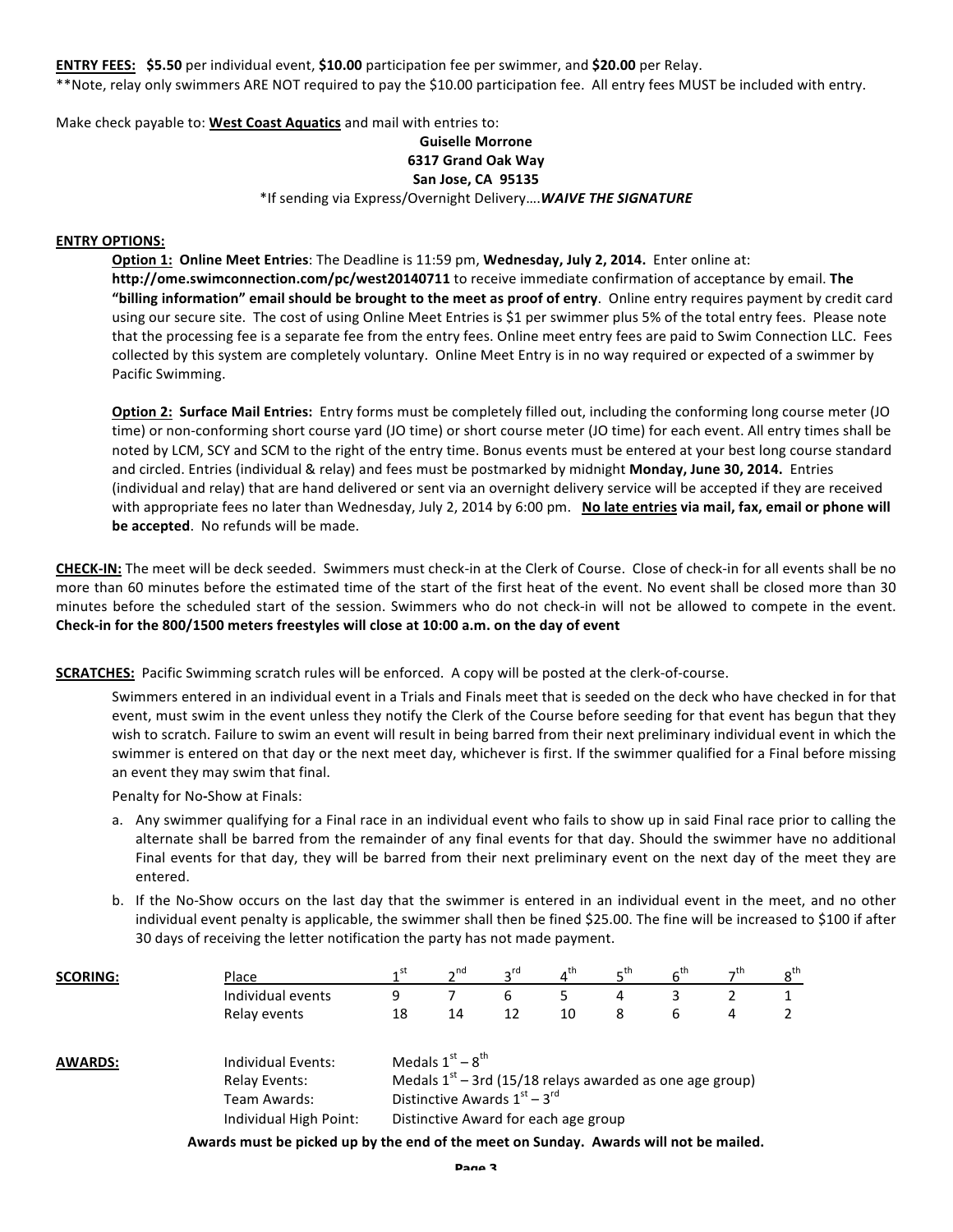**ENTRY FEES:** **$5.50** per individual event, **$10.00** participation fee per swimmer, and **$20.00** per Relay.
**Note, relay only swimmers ARE NOT required to pay the $10.00 participation fee. All entry fees MUST be included with entry.

Make check payable to: **West Coast Aquatics** and mail with entries to:

**Guiselle Morrone**
**6317 Grand Oak Way**
**San Jose, CA 95135**
*If sending via Express/Overnight Delivery….***WAIVE THE SIGNATURE***

**ENTRY OPTIONS:**

**Option 1: Online Meet Entries**: The Deadline is 11:59 pm, **Wednesday, July 2, 2014.** Enter online at: **http://ome.swimconnection.com/pc/west20140711** to receive immediate confirmation of acceptance by email. **The "billing information" email should be brought to the meet as proof of entry**. Online entry requires payment by credit card using our secure site. The cost of using Online Meet Entries is $1 per swimmer plus 5% of the total entry fees. Please note that the processing fee is a separate fee from the entry fees. Online meet entry fees are paid to Swim Connection LLC. Fees collected by this system are completely voluntary. Online Meet Entry is in no way required or expected of a swimmer by Pacific Swimming.

**Option 2: Surface Mail Entries:** Entry forms must be completely filled out, including the conforming long course meter (JO time) or non-conforming short course yard (JO time) or short course meter (JO time) for each event. All entry times shall be noted by LCM, SCY and SCM to the right of the entry time. Bonus events must be entered at your best long course standard and circled. Entries (individual & relay) and fees must be postmarked by midnight **Monday, June 30, 2014.** Entries (individual and relay) that are hand delivered or sent via an overnight delivery service will be accepted if they are received with appropriate fees no later than Wednesday, July 2, 2014 by 6:00 pm. **No late entries via mail, fax, email or phone will be accepted**. No refunds will be made.

**CHECK-IN:** The meet will be deck seeded. Swimmers must check-in at the Clerk of Course. Close of check-in for all events shall be no more than 60 minutes before the estimated time of the start of the first heat of the event. No event shall be closed more than 30 minutes before the scheduled start of the session. Swimmers who do not check-in will not be allowed to compete in the event. **Check-in for the 800/1500 meters freestyles will close at 10:00 a.m. on the day of event**

**SCRATCHES:** Pacific Swimming scratch rules will be enforced. A copy will be posted at the clerk-of-course.

Swimmers entered in an individual event in a Trials and Finals meet that is seeded on the deck who have checked in for that event, must swim in the event unless they notify the Clerk of the Course before seeding for that event has begun that they wish to scratch. Failure to swim an event will result in being barred from their next preliminary individual event in which the swimmer is entered on that day or the next meet day, whichever is first. If the swimmer qualified for a Final before missing an event they may swim that final.

Penalty for No-Show at Finals:

a. Any swimmer qualifying for a Final race in an individual event who fails to show up in said Final race prior to calling the alternate shall be barred from the remainder of any final events for that day. Should the swimmer have no additional Final events for that day, they will be barred from their next preliminary event on the next day of the meet they are entered.
b. If the No-Show occurs on the last day that the swimmer is entered in an individual event in the meet, and no other individual event penalty is applicable, the swimmer shall then be fined $25.00. The fine will be increased to $100 if after 30 days of receiving the letter notification the party has not made payment.

**SCORING:**

| Place | 1st | 2nd | 3rd | 4th | 5th | 6th | 7th | 8th |
|---|---|---|---|---|---|---|---|---|
| Individual events | 9 | 7 | 6 | 5 | 4 | 3 | 2 | 1 |
| Relay events | 18 | 14 | 12 | 10 | 8 | 6 | 4 | 2 |

**AWARDS:**

| | |
|---|---|
| Individual Events: | Medals 1st – 8th |
| Relay Events: | Medals 1st – 3rd (15/18 relays awarded as one age group) |
| Team Awards: | Distinctive Awards 1st – 3rd |
| Individual High Point: | Distinctive Award for each age group |

**Awards must be picked up by the end of the meet on Sunday. Awards will not be mailed.**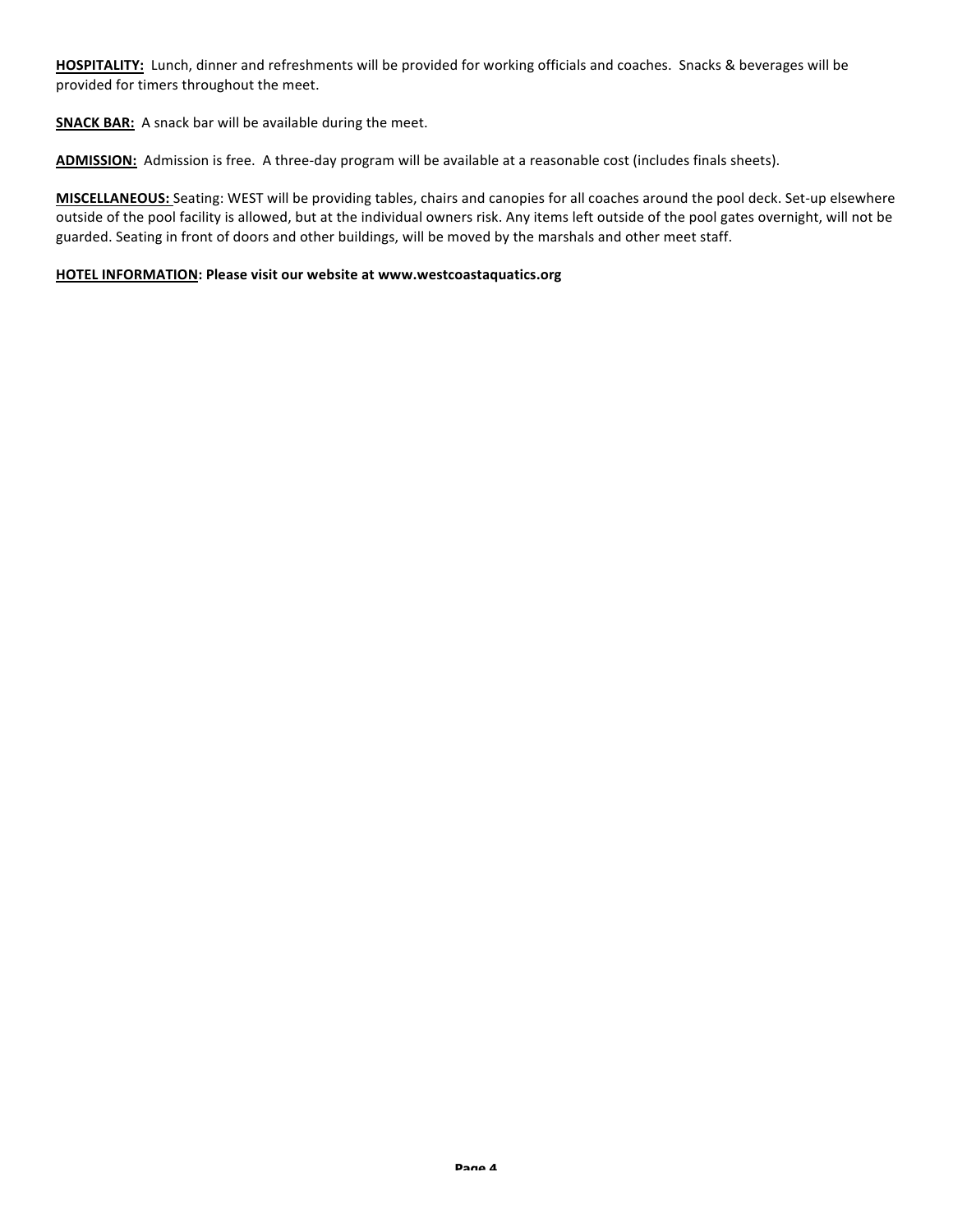**HOSPITALITY:** Lunch, dinner and refreshments will be provided for working officials and coaches. Snacks & beverages will be provided for timers throughout the meet.

**SNACK BAR:** A snack bar will be available during the meet.

**ADMISSION:** Admission is free. A three-day program will be available at a reasonable cost (includes finals sheets).

**MISCELLANEOUS:** Seating: WEST will be providing tables, chairs and canopies for all coaches around the pool deck. Set-up elsewhere outside of the pool facility is allowed, but at the individual owners risk. Any items left outside of the pool gates overnight, will not be guarded. Seating in front of doors and other buildings, will be moved by the marshals and other meet staff.

**HOTEL INFORMATION: Please visit our website at www.westcoastaquatics.org**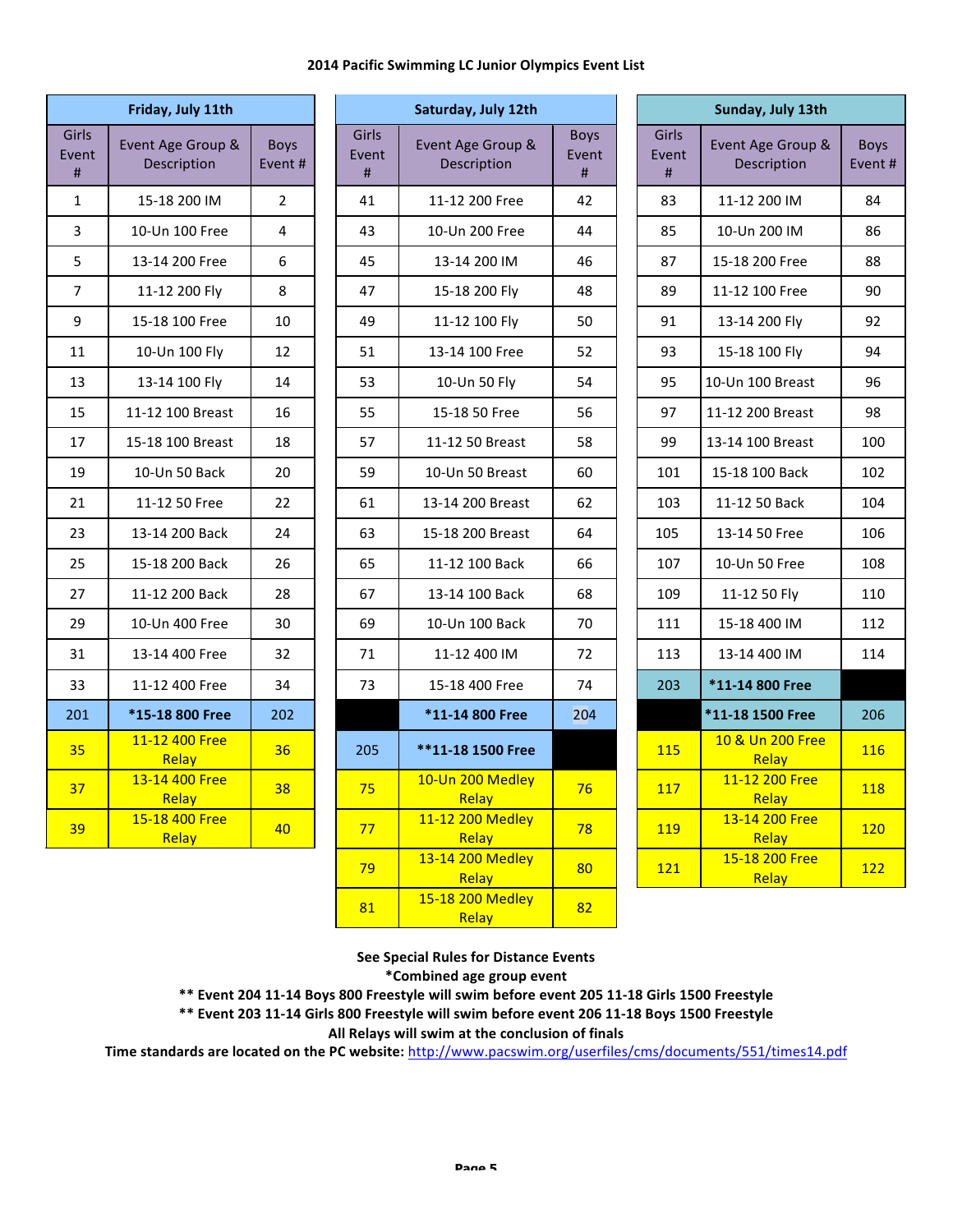## 2014 Pacific Swimming LC Junior Olympics Event List

### Friday, July 11th

| Girls Event # | Event Age Group & Description | Boys Event # |
|---|---|---|
| 1 | 15-18 200 IM | 2 |
| 3 | 10-Un 100 Free | 4 |
| 5 | 13-14 200 Free | 6 |
| 7 | 11-12 200 Fly | 8 |
| 9 | 15-18 100 Free | 10 |
| 11 | 10-Un 100 Fly | 12 |
| 13 | 13-14 100 Fly | 14 |
| 15 | 11-12 100 Breast | 16 |
| 17 | 15-18 100 Breast | 18 |
| 19 | 10-Un 50 Back | 20 |
| 21 | 11-12 50 Free | 22 |
| 23 | 13-14 200 Back | 24 |
| 25 | 15-18 200 Back | 26 |
| 27 | 11-12 200 Back | 28 |
| 29 | 10-Un 400 Free | 30 |
| 31 | 13-14 400 Free | 32 |
| 33 | 11-12 400 Free | 34 |
| 201 | **\*15-18 800 Free** | 202 |
| 35 | 11-12 400 Free Relay | 36 |
| 37 | 13-14 400 Free Relay | 38 |
| 39 | 15-18 400 Free Relay | 40 |

### Saturday, July 12th

| Girls Event # | Event Age Group & Description | Boys Event # |
|---|---|---|
| 41 | 11-12 200 Free | 42 |
| 43 | 10-Un 200 Free | 44 |
| 45 | 13-14 200 IM | 46 |
| 47 | 15-18 200 Fly | 48 |
| 49 | 11-12 100 Fly | 50 |
| 51 | 13-14 100 Free | 52 |
| 53 | 10-Un 50 Fly | 54 |
| 55 | 15-18 50 Free | 56 |
| 57 | 11-12 50 Breast | 58 |
| 59 | 10-Un 50 Breast | 60 |
| 61 | 13-14 200 Breast | 62 |
| 63 | 15-18 200 Breast | 64 |
| 65 | 11-12 100 Back | 66 |
| 67 | 13-14 100 Back | 68 |
| 69 | 10-Un 100 Back | 70 |
| 71 | 11-12 400 IM | 72 |
| 73 | 15-18 400 Free | 74 |
|  | **\*11-14 800 Free** | 204 |
| 205 | **\*\*11-18 1500 Free** |  |
| 75 | 10-Un 200 Medley Relay | 76 |
| 77 | 11-12 200 Medley Relay | 78 |
| 79 | 13-14 200 Medley Relay | 80 |
| 81 | 15-18 200 Medley Relay | 82 |

### Sunday, July 13th

| Girls Event # | Event Age Group & Description | Boys Event # |
|---|---|---|
| 83 | 11-12 200 IM | 84 |
| 85 | 10-Un 200 IM | 86 |
| 87 | 15-18 200 Free | 88 |
| 89 | 11-12 100 Free | 90 |
| 91 | 13-14 200 Fly | 92 |
| 93 | 15-18 100 Fly | 94 |
| 95 | 10-Un 100 Breast | 96 |
| 97 | 11-12 200 Breast | 98 |
| 99 | 13-14 100 Breast | 100 |
| 101 | 15-18 100 Back | 102 |
| 103 | 11-12 50 Back | 104 |
| 105 | 13-14 50 Free | 106 |
| 107 | 10-Un 50 Free | 108 |
| 109 | 11-12 50 Fly | 110 |
| 111 | 15-18 400 IM | 112 |
| 113 | 13-14 400 IM | 114 |
| 203 | **\*11-14 800 Free** |  |
|  | **\*11-18 1500 Free** | 206 |
| 115 | 10 & Un 200 Free Relay | 116 |
| 117 | 11-12 200 Free Relay | 118 |
| 119 | 13-14 200 Free Relay | 120 |
| 121 | 15-18 200 Free Relay | 122 |

**See Special Rules for Distance Events**

**\*Combined age group event**

**\*\* Event 204 11-14 Boys 800 Freestyle will swim before event 205 11-18 Girls 1500 Freestyle**

**\*\* Event 203 11-14 Girls 800 Freestyle will swim before event 206 11-18 Boys 1500 Freestyle**

**All Relays will swim at the conclusion of finals**

**Time standards are located on the PC website:** http://www.pacswim.org/userfiles/cms/documents/551/times14.pdf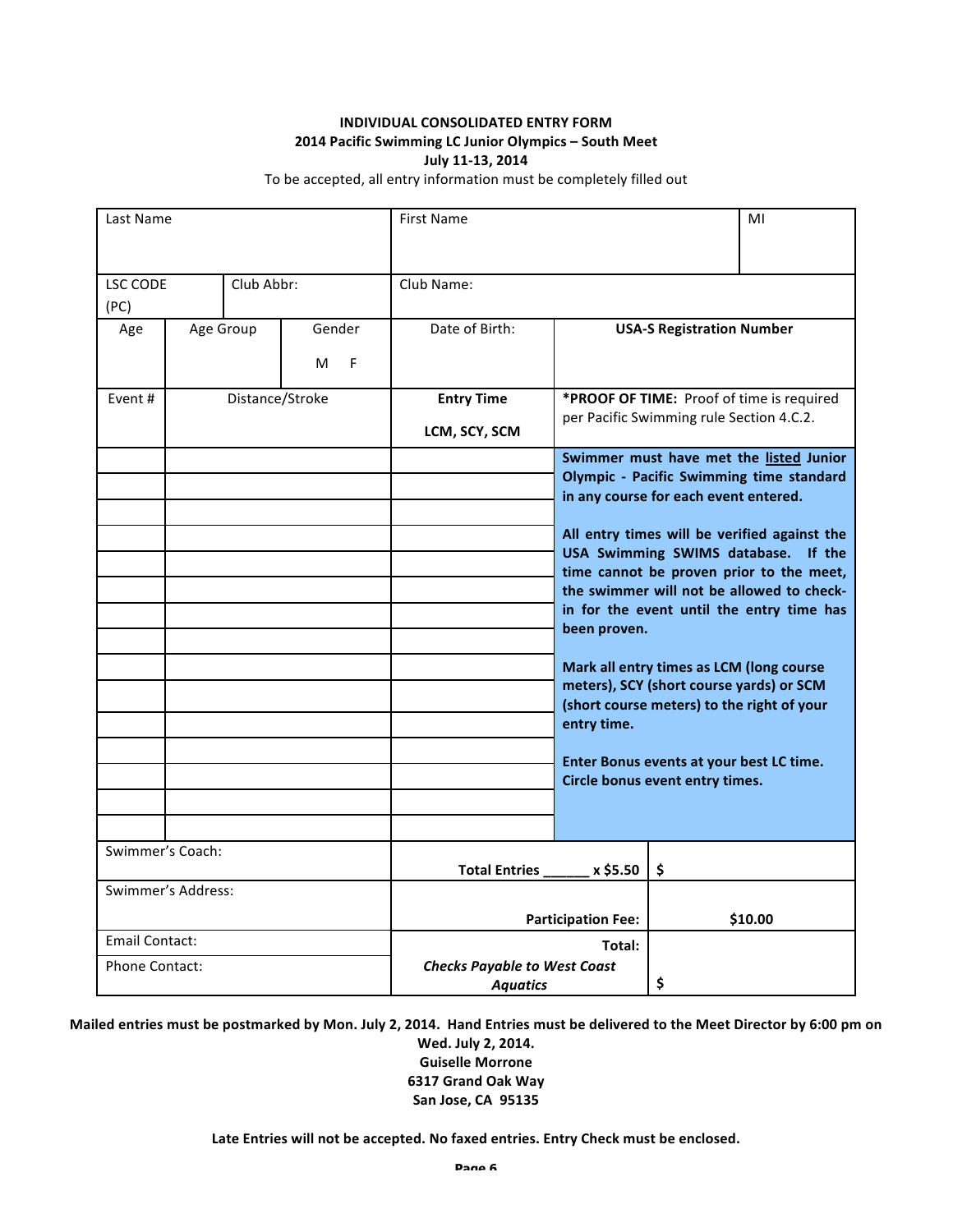**INDIVIDUAL CONSOLIDATED ENTRY FORM**
**2014 Pacific Swimming LC Junior Olympics – South Meet**
**July 11-13, 2014**

To be accepted, all entry information must be completely filled out

| Last Name | | | First Name | | MI |
|---|---|---|---|---|---|
| LSC CODE (PC) | Club Abbr: | | Club Name: | | |
| Age | Age Group | Gender M F | Date of Birth: | **USA-S Registration Number** | |
| Event # | Distance/Stroke | | **Entry Time LCM, SCY, SCM** | ***PROOF OF TIME:** Proof of time is required per Pacific Swimming rule Section 4.C.2. | |
| | | | | **Swimmer must have met the listed Junior Olympic - Pacific Swimming time standard in any course for each event entered.** **All entry times will be verified against the USA Swimming SWIMS database. If the time cannot be proven prior to the meet, the swimmer will not be allowed to check-in for the event until the entry time has been proven.** **Mark all entry times as LCM (long course meters), SCY (short course yards) or SCM (short course meters) to the right of your entry time.** **Enter Bonus events at your best LC time. Circle bonus event entry times.** | |
| | | | | | |
| | | | | | |
| | | | | | |
| | | | | | |
| | | | | | |
| | | | | | |
| | | | | | |
| | | | | | |
| | | | | | |
| | | | | | |
| | | | | | |
| | | | | | |
| | | | | | |
| | | | | | |
| Swimmer's Coach: | | | **Total Entries ______ x $5.50** | **$** | |
| Swimmer's Address: | | | **Participation Fee:** | **$10.00** | |
| Email Contact: | | | **Total:** | | |
| Phone Contact: | | | ***Checks Payable to West Coast Aquatics*** | **$** | |

**Mailed entries must be postmarked by Mon. July 2, 2014. Hand Entries must be delivered to the Meet Director by 6:00 pm on Wed. July 2, 2014.**

**Guiselle Morrone**
**6317 Grand Oak Way**
**San Jose, CA 95135**

**Late Entries will not be accepted. No faxed entries. Entry Check must be enclosed.**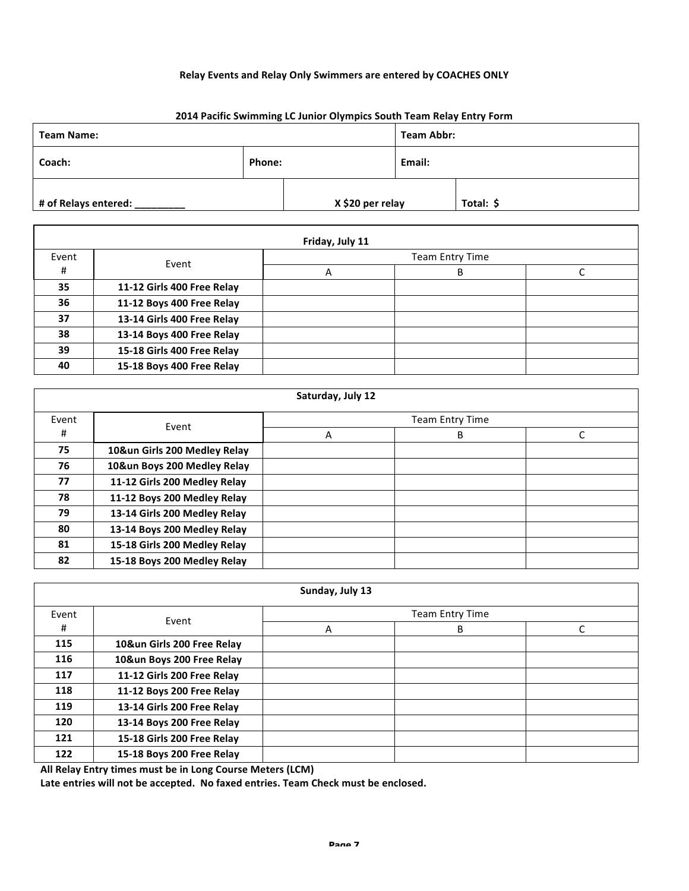**Relay Events and Relay Only Swimmers are entered by COACHES ONLY**

**2014 Pacific Swimming LC Junior Olympics South Team Relay Entry Form**

| **Team Name:** | | **Team Abbr:** |
|---|---|---|
| **Coach:** | **Phone:** | **Email:** |
| **# of Relays entered: _________** | **X $20 per relay** | **Total: $** |

**Friday, July 11**

| Event # | Event | Team Entry Time | | |
|---|---|---|---|---|
| | | A | B | C |
| **35** | **11-12 Girls 400 Free Relay** | | | |
| **36** | **11-12 Boys 400 Free Relay** | | | |
| **37** | **13-14 Girls 400 Free Relay** | | | |
| **38** | **13-14 Boys 400 Free Relay** | | | |
| **39** | **15-18 Girls 400 Free Relay** | | | |
| **40** | **15-18 Boys 400 Free Relay** | | | |

**Saturday, July 12**

| Event # | Event | Team Entry Time | | |
|---|---|---|---|---|
| | | A | B | C |
| **75** | **10&un Girls 200 Medley Relay** | | | |
| **76** | **10&un Boys 200 Medley Relay** | | | |
| **77** | **11-12 Girls 200 Medley Relay** | | | |
| **78** | **11-12 Boys 200 Medley Relay** | | | |
| **79** | **13-14 Girls 200 Medley Relay** | | | |
| **80** | **13-14 Boys 200 Medley Relay** | | | |
| **81** | **15-18 Girls 200 Medley Relay** | | | |
| **82** | **15-18 Boys 200 Medley Relay** | | | |

**Sunday, July 13**

| Event # | Event | Team Entry Time | | |
|---|---|---|---|---|
| | | A | B | C |
| **115** | **10&un Girls 200 Free Relay** | | | |
| **116** | **10&un Boys 200 Free Relay** | | | |
| **117** | **11-12 Girls 200 Free Relay** | | | |
| **118** | **11-12 Boys 200 Free Relay** | | | |
| **119** | **13-14 Girls 200 Free Relay** | | | |
| **120** | **13-14 Boys 200 Free Relay** | | | |
| **121** | **15-18 Girls 200 Free Relay** | | | |
| **122** | **15-18 Boys 200 Free Relay** | | | |

**All Relay Entry times must be in Long Course Meters (LCM)**

**Late entries will not be accepted. No faxed entries. Team Check must be enclosed.**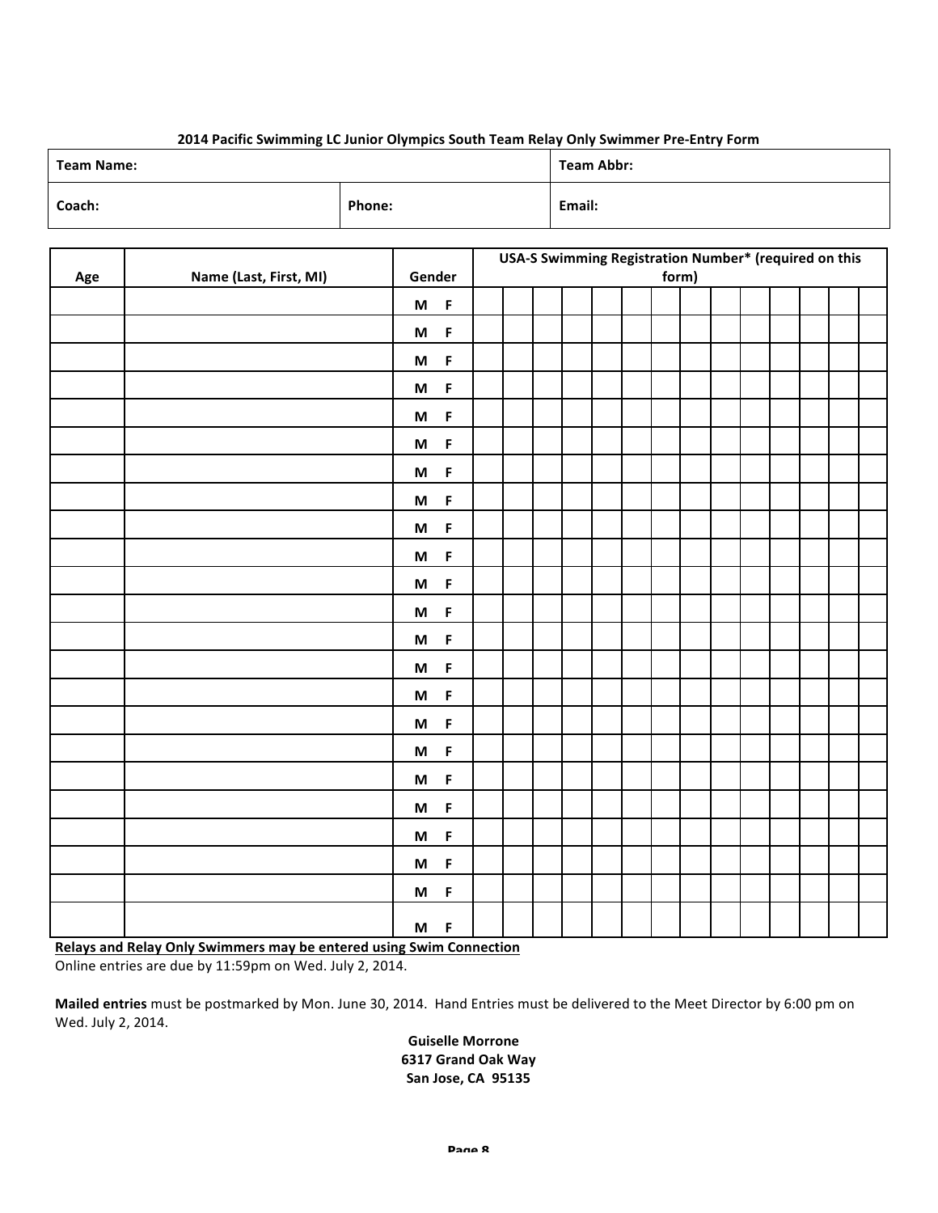**2014 Pacific Swimming LC Junior Olympics South Team Relay Only Swimmer Pre-Entry Form**

| Team Name: | | Team Abbr: |
|---|---|---|
| Coach: | Phone: | Email: |

| Age | Name (Last, First, MI) | Gender | USA-S Swimming Registration Number* (required on this form) | | | | | | | | | | | | | |
|---|---|---|---|---|---|---|---|---|---|---|---|---|---|---|---|---|
| | | M F | | | | | | | | | | | | | | |
| | | M F | | | | | | | | | | | | | | |
| | | M F | | | | | | | | | | | | | | |
| | | M F | | | | | | | | | | | | | | |
| | | M F | | | | | | | | | | | | | | |
| | | M F | | | | | | | | | | | | | | |
| | | M F | | | | | | | | | | | | | | |
| | | M F | | | | | | | | | | | | | | |
| | | M F | | | | | | | | | | | | | | |
| | | M F | | | | | | | | | | | | | | |
| | | M F | | | | | | | | | | | | | | |
| | | M F | | | | | | | | | | | | | | |
| | | M F | | | | | | | | | | | | | | |
| | | M F | | | | | | | | | | | | | | |
| | | M F | | | | | | | | | | | | | | |
| | | M F | | | | | | | | | | | | | | |
| | | M F | | | | | | | | | | | | | | |
| | | M F | | | | | | | | | | | | | | |
| | | M F | | | | | | | | | | | | | | |
| | | M F | | | | | | | | | | | | | | |
| | | M F | | | | | | | | | | | | | | |
| | | M F | | | | | | | | | | | | | | |
| | | M F | | | | | | | | | | | | | | |

**Relays and Relay Only Swimmers may be entered using Swim Connection**
Online entries are due by 11:59pm on Wed. July 2, 2014.

**Mailed entries** must be postmarked by Mon. June 30, 2014. Hand Entries must be delivered to the Meet Director by 6:00 pm on Wed. July 2, 2014.

**Guiselle Morrone**
**6317 Grand Oak Way**
**San Jose, CA 95135**